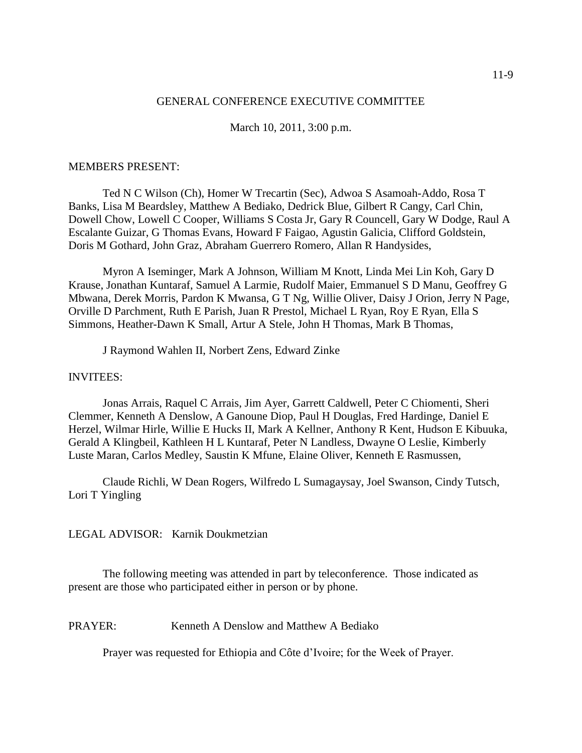# GENERAL CONFERENCE EXECUTIVE COMMITTEE

March 10, 2011, 3:00 p.m.

MEMBERS PRESENT:

Ted N C Wilson (Ch), Homer W Trecartin (Sec), Adwoa S Asamoah-Addo, Rosa T Banks, Lisa M Beardsley, Matthew A Bediako, Dedrick Blue, Gilbert R Cangy, Carl Chin, Dowell Chow, Lowell C Cooper, Williams S Costa Jr, Gary R Councell, Gary W Dodge, Raul A Escalante Guizar, G Thomas Evans, Howard F Faigao, Agustin Galicia, Clifford Goldstein, Doris M Gothard, John Graz, Abraham Guerrero Romero, Allan R Handysides,

Myron A Iseminger, Mark A Johnson, William M Knott, Linda Mei Lin Koh, Gary D Krause, Jonathan Kuntaraf, Samuel A Larmie, Rudolf Maier, Emmanuel S D Manu, Geoffrey G Mbwana, Derek Morris, Pardon K Mwansa, G T Ng, Willie Oliver, Daisy J Orion, Jerry N Page, Orville D Parchment, Ruth E Parish, Juan R Prestol, Michael L Ryan, Roy E Ryan, Ella S Simmons, Heather-Dawn K Small, Artur A Stele, John H Thomas, Mark B Thomas,

J Raymond Wahlen II, Norbert Zens, Edward Zinke

INVITEES:

Jonas Arrais, Raquel C Arrais, Jim Ayer, Garrett Caldwell, Peter C Chiomenti, Sheri Clemmer, Kenneth A Denslow, A Ganoune Diop, Paul H Douglas, Fred Hardinge, Daniel E Herzel, Wilmar Hirle, Willie E Hucks II, Mark A Kellner, Anthony R Kent, Hudson E Kibuuka, Gerald A Klingbeil, Kathleen H L Kuntaraf, Peter N Landless, Dwayne O Leslie, Kimberly Luste Maran, Carlos Medley, Saustin K Mfune, Elaine Oliver, Kenneth E Rasmussen,

Claude Richli, W Dean Rogers, Wilfredo L Sumagaysay, Joel Swanson, Cindy Tutsch, Lori T Yingling

LEGAL ADVISOR: Karnik Doukmetzian

The following meeting was attended in part by teleconference. Those indicated as present are those who participated either in person or by phone.

PRAYER: Kenneth A Denslow and Matthew A Bediako

Prayer was requested for Ethiopia and Côte d'Ivoire; for the Week of Prayer.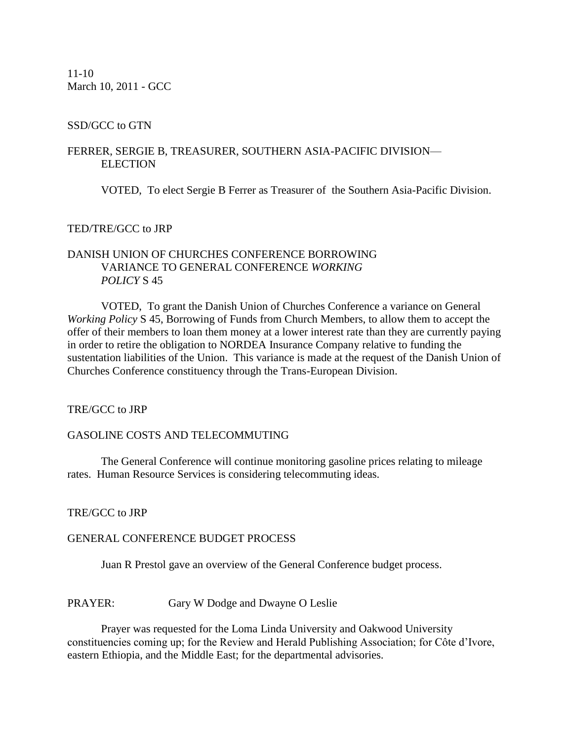11-10
March 10, 2011 - GCC

SSD/GCC to GTN

FERRER, SERGIE B, TREASURER, SOUTHERN ASIA-PACIFIC DIVISION—ELECTION

VOTED, To elect Sergie B Ferrer as Treasurer of the Southern Asia-Pacific Division.

TED/TRE/GCC to JRP

DANISH UNION OF CHURCHES CONFERENCE BORROWING VARIANCE TO GENERAL CONFERENCE *WORKING POLICY* S 45

VOTED, To grant the Danish Union of Churches Conference a variance on General *Working Policy* S 45, Borrowing of Funds from Church Members, to allow them to accept the offer of their members to loan them money at a lower interest rate than they are currently paying in order to retire the obligation to NORDEA Insurance Company relative to funding the sustentation liabilities of the Union. This variance is made at the request of the Danish Union of Churches Conference constituency through the Trans-European Division.

TRE/GCC to JRP

GASOLINE COSTS AND TELECOMMUTING

The General Conference will continue monitoring gasoline prices relating to mileage rates. Human Resource Services is considering telecommuting ideas.

TRE/GCC to JRP

GENERAL CONFERENCE BUDGET PROCESS

Juan R Prestol gave an overview of the General Conference budget process.

PRAYER: Gary W Dodge and Dwayne O Leslie

Prayer was requested for the Loma Linda University and Oakwood University constituencies coming up; for the Review and Herald Publishing Association; for Côte d'Ivore, eastern Ethiopia, and the Middle East; for the departmental advisories.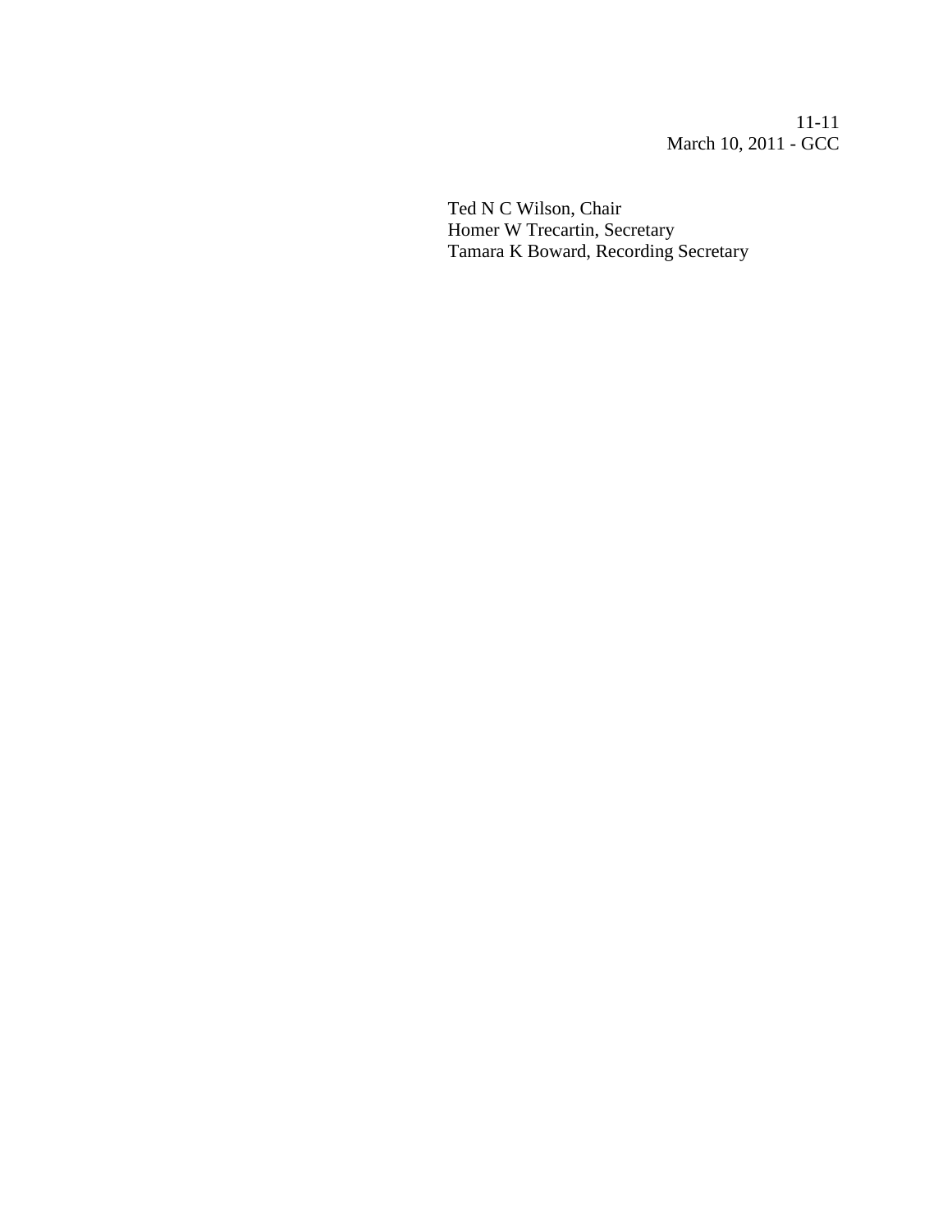Ted N C Wilson, Chair
Homer W Trecartin, Secretary
Tamara K Boward, Recording Secretary